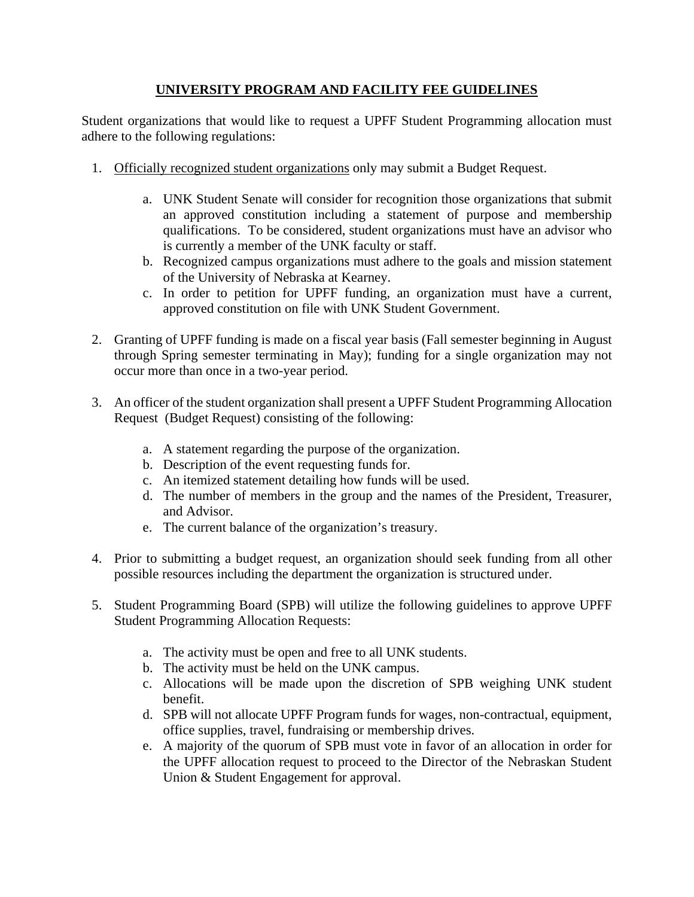# UNIVERSITY PROGRAM AND FACILITY FEE GUIDELINES

Student organizations that would like to request a UPFF Student Programming allocation must adhere to the following regulations:

1. Officially recognized student organizations only may submit a Budget Request.

    a. UNK Student Senate will consider for recognition those organizations that submit an approved constitution including a statement of purpose and membership qualifications. To be considered, student organizations must have an advisor who is currently a member of the UNK faculty or staff.
    b. Recognized campus organizations must adhere to the goals and mission statement of the University of Nebraska at Kearney.
    c. In order to petition for UPFF funding, an organization must have a current, approved constitution on file with UNK Student Government.

2. Granting of UPFF funding is made on a fiscal year basis (Fall semester beginning in August through Spring semester terminating in May); funding for a single organization may not occur more than once in a two-year period.

3. An officer of the student organization shall present a UPFF Student Programming Allocation Request (Budget Request) consisting of the following:

    a. A statement regarding the purpose of the organization.
    b. Description of the event requesting funds for.
    c. An itemized statement detailing how funds will be used.
    d. The number of members in the group and the names of the President, Treasurer, and Advisor.
    e. The current balance of the organization's treasury.

4. Prior to submitting a budget request, an organization should seek funding from all other possible resources including the department the organization is structured under.

5. Student Programming Board (SPB) will utilize the following guidelines to approve UPFF Student Programming Allocation Requests:

    a. The activity must be open and free to all UNK students.
    b. The activity must be held on the UNK campus.
    c. Allocations will be made upon the discretion of SPB weighing UNK student benefit.
    d. SPB will not allocate UPFF Program funds for wages, non-contractual, equipment, office supplies, travel, fundraising or membership drives.
    e. A majority of the quorum of SPB must vote in favor of an allocation in order for the UPFF allocation request to proceed to the Director of the Nebraskan Student Union & Student Engagement for approval.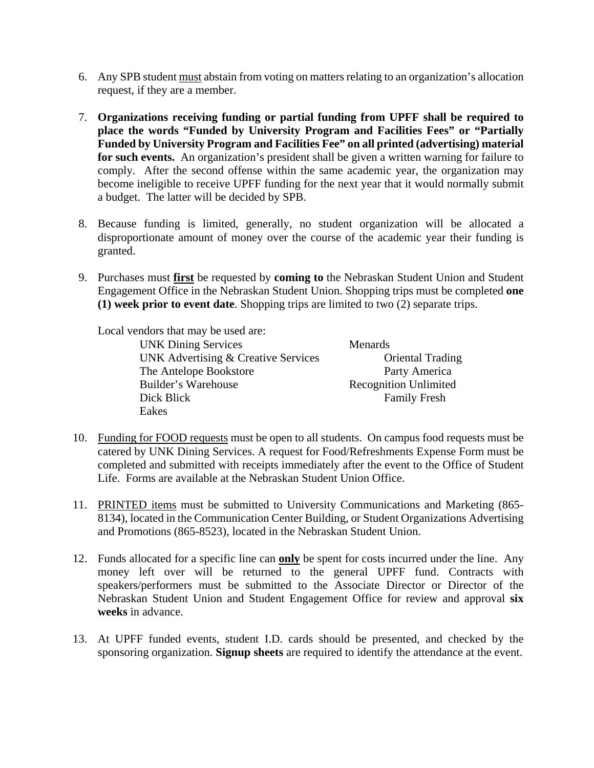6. Any SPB student <u>must</u> abstain from voting on matters relating to an organization's allocation request, if they are a member.

7. **Organizations receiving funding or partial funding from UPFF shall be required to place the words "Funded by University Program and Facilities Fees" or "Partially Funded by University Program and Facilities Fee" on all printed (advertising) material for such events.** An organization's president shall be given a written warning for failure to comply. After the second offense within the same academic year, the organization may become ineligible to receive UPFF funding for the next year that it would normally submit a budget. The latter will be decided by SPB.

8. Because funding is limited, generally, no student organization will be allocated a disproportionate amount of money over the course of the academic year their funding is granted.

9. Purchases must <u>**first**</u> be requested by **coming to** the Nebraskan Student Union and Student Engagement Office in the Nebraskan Student Union. Shopping trips must be completed **one (1) week prior to event date**. Shopping trips are limited to two (2) separate trips.

   Local vendors that may be used are:

   - UNK Dining Services
   - UNK Advertising & Creative Services
   - The Antelope Bookstore
   - Builder's Warehouse
   - Dick Blick
   - Eakes
   - Menards
   - Oriental Trading
   - Party America
   - Recognition Unlimited
   - Family Fresh

10. <u>Funding for FOOD requests</u> must be open to all students. On campus food requests must be catered by UNK Dining Services. A request for Food/Refreshments Expense Form must be completed and submitted with receipts immediately after the event to the Office of Student Life. Forms are available at the Nebraskan Student Union Office.

11. <u>PRINTED items</u> must be submitted to University Communications and Marketing (865-8134), located in the Communication Center Building, or Student Organizations Advertising and Promotions (865-8523), located in the Nebraskan Student Union.

12. Funds allocated for a specific line can <u>**only**</u> be spent for costs incurred under the line. Any money left over will be returned to the general UPFF fund. Contracts with speakers/performers must be submitted to the Associate Director or Director of the Nebraskan Student Union and Student Engagement Office for review and approval **six weeks** in advance.

13. At UPFF funded events, student I.D. cards should be presented, and checked by the sponsoring organization. **Signup sheets** are required to identify the attendance at the event.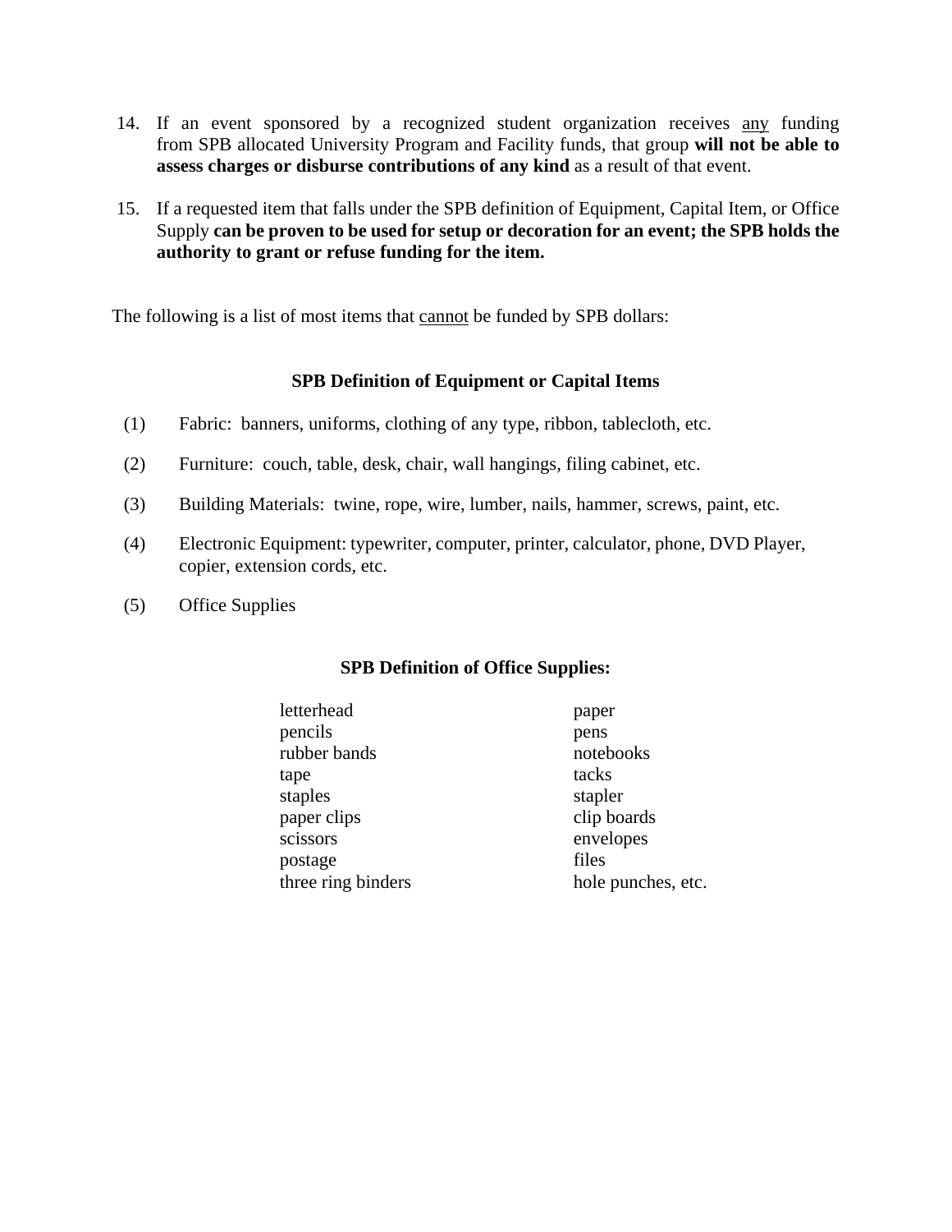14. If an event sponsored by a recognized student organization receives <u>any</u> funding from SPB allocated University Program and Facility funds, that group **will not be able to assess charges or disburse contributions of any kind** as a result of that event.

15. If a requested item that falls under the SPB definition of Equipment, Capital Item, or Office Supply **can be proven to be used for setup or decoration for an event; the SPB holds the authority to grant or refuse funding for the item.**

The following is a list of most items that <u>cannot</u> be funded by SPB dollars:

### SPB Definition of Equipment or Capital Items

(1) Fabric: banners, uniforms, clothing of any type, ribbon, tablecloth, etc.

(2) Furniture: couch, table, desk, chair, wall hangings, filing cabinet, etc.

(3) Building Materials: twine, rope, wire, lumber, nails, hammer, screws, paint, etc.

(4) Electronic Equipment: typewriter, computer, printer, calculator, phone, DVD Player, copier, extension cords, etc.

(5) Office Supplies

### SPB Definition of Office Supplies:

| | |
|---|---|
| letterhead | paper |
| pencils | pens |
| rubber bands | notebooks |
| tape | tacks |
| staples | stapler |
| paper clips | clip boards |
| scissors | envelopes |
| postage | files |
| three ring binders | hole punches, etc. |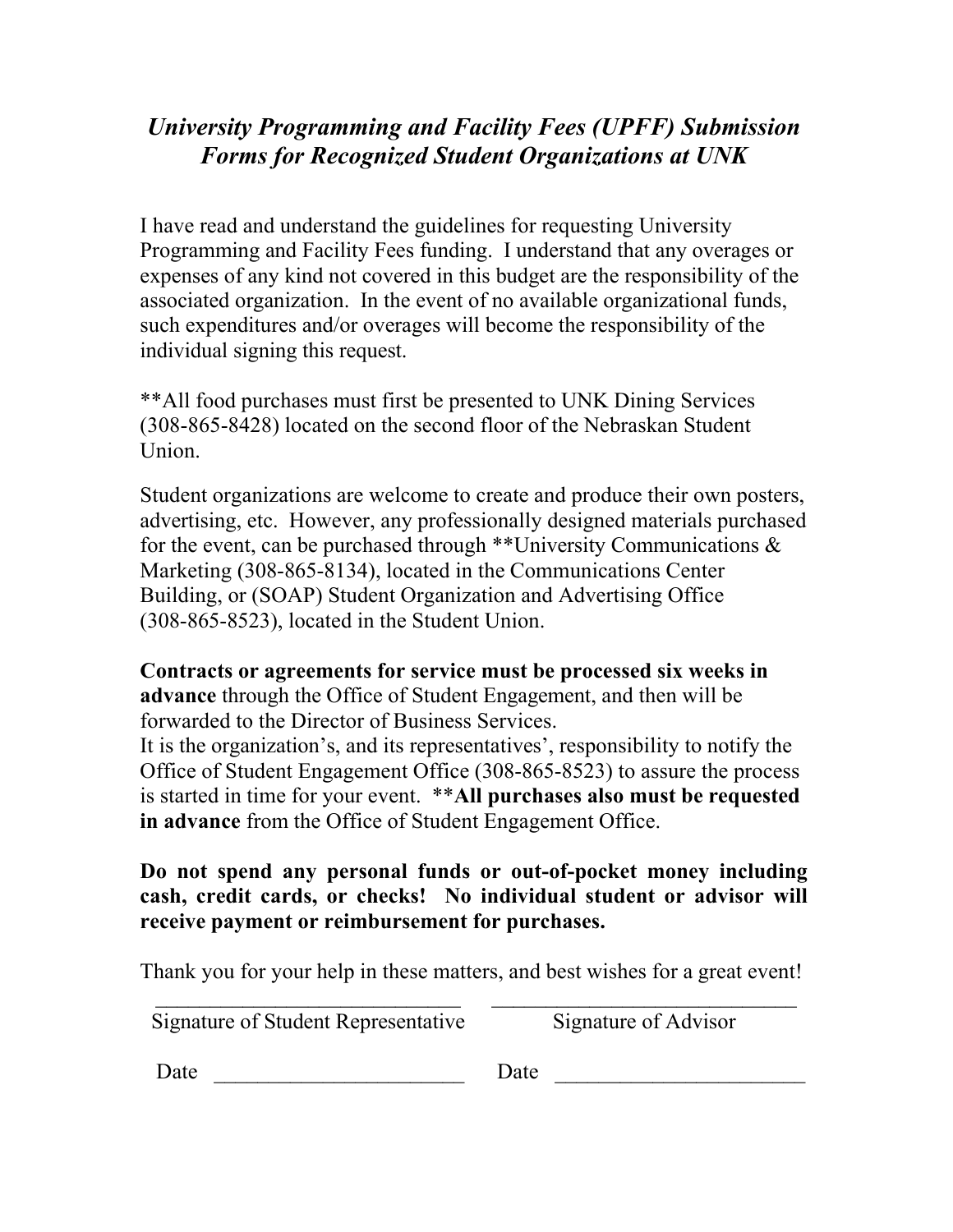# *University Programming and Facility Fees (UPFF) Submission Forms for Recognized Student Organizations at UNK*

I have read and understand the guidelines for requesting University Programming and Facility Fees funding. I understand that any overages or expenses of any kind not covered in this budget are the responsibility of the associated organization. In the event of no available organizational funds, such expenditures and/or overages will become the responsibility of the individual signing this request.

**All food purchases must first be presented to UNK Dining Services (308-865-8428) located on the second floor of the Nebraskan Student Union.

Student organizations are welcome to create and produce their own posters, advertising, etc. However, any professionally designed materials purchased for the event, can be purchased through **University Communications & Marketing (308-865-8134), located in the Communications Center Building, or (SOAP) Student Organization and Advertising Office (308-865-8523), located in the Student Union.

**Contracts or agreements for service must be processed six weeks in advance** through the Office of Student Engagement, and then will be forwarded to the Director of Business Services.
It is the organization's, and its representatives', responsibility to notify the Office of Student Engagement Office (308-865-8523) to assure the process is started in time for your event. ****All purchases also must be requested in advance** from the Office of Student Engagement Office.

**Do not spend any personal funds or out-of-pocket money including cash, credit cards, or checks! No individual student or advisor will receive payment or reimbursement for purchases.**

Thank you for your help in these matters, and best wishes for a great event!

| ______________________________ | ______________________________ |
|---|---|
| Signature of Student Representative | Signature of Advisor |
| Date ________________________ | Date ________________________ |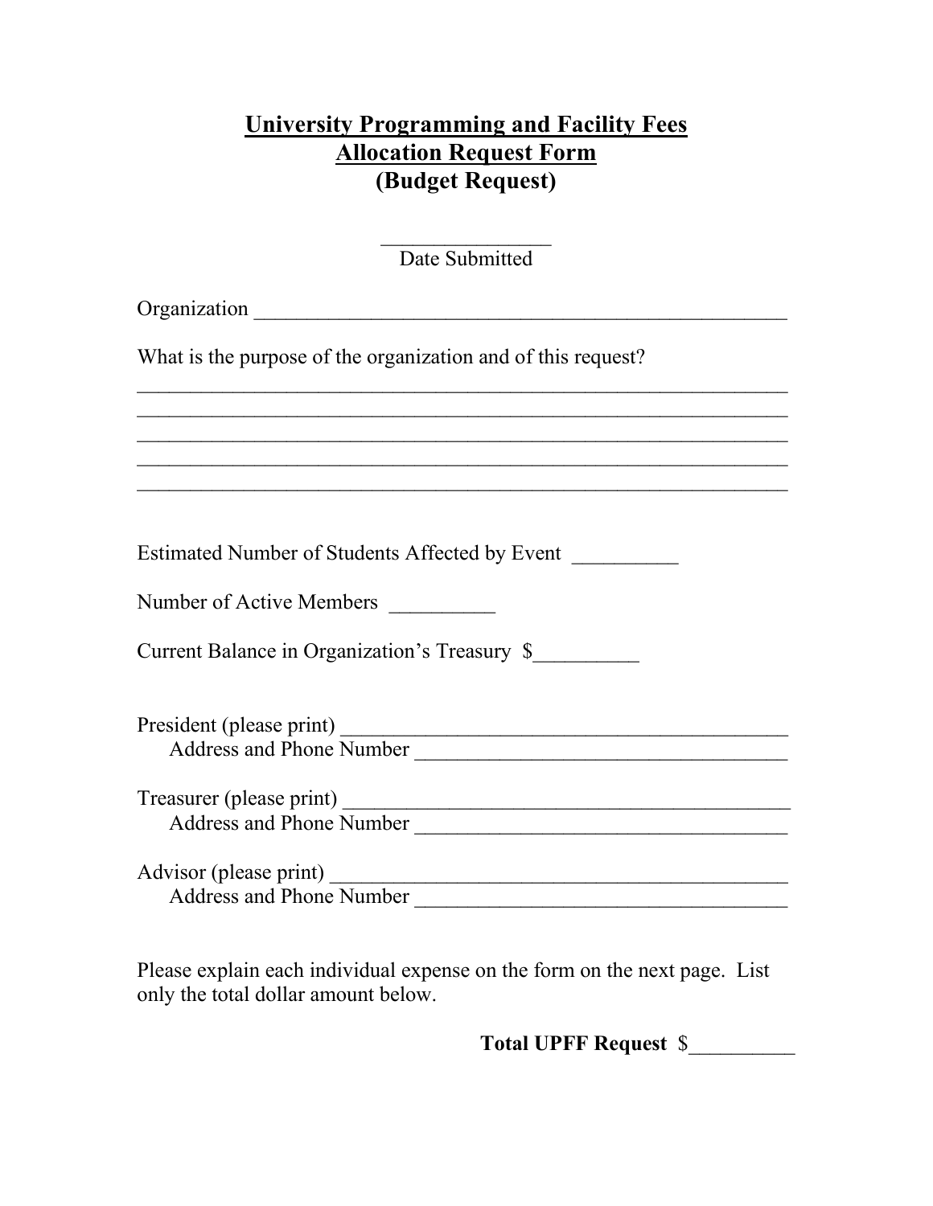# University Programming and Facility Fees
# Allocation Request Form
# (Budget Request)

________________
Date Submitted

Organization ____________________________________________________

What is the purpose of the organization and of this request?

______________________________________________________________
______________________________________________________________
______________________________________________________________
______________________________________________________________
______________________________________________________________

Estimated Number of Students Affected by Event __________

Number of Active Members __________

Current Balance in Organization's Treasury $__________

President (please print) ____________________________________________
Address and Phone Number ___________________________________

Treasurer (please print) ____________________________________________
Address and Phone Number ___________________________________

Advisor (please print) ______________________________________________
Address and Phone Number ___________________________________

Please explain each individual expense on the form on the next page. List only the total dollar amount below.

**Total UPFF Request** $__________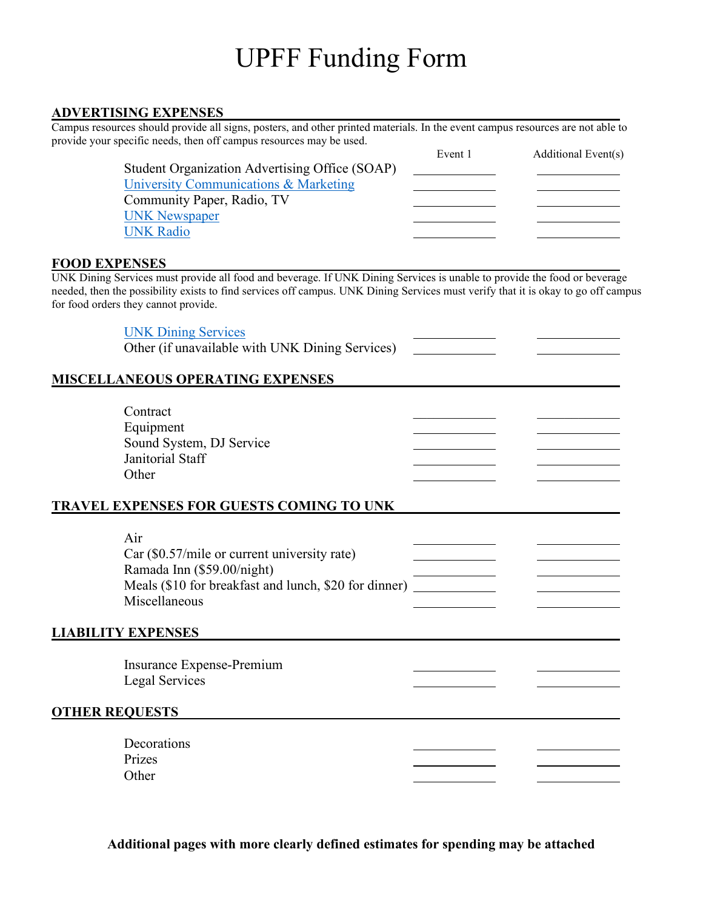# UPFF Funding Form

## ADVERTISING EXPENSES

Campus resources should provide all signs, posters, and other printed materials. In the event campus resources are not able to provide your specific needs, then off campus resources may be used.

| | Event 1 | Additional Event(s) |
|---|---|---|
| Student Organization Advertising Office (SOAP) | | |
| University Communications & Marketing | | |
| Community Paper, Radio, TV | | |
| UNK Newspaper | | |
| UNK Radio | | |

## FOOD EXPENSES

UNK Dining Services must provide all food and beverage. If UNK Dining Services is unable to provide the food or beverage needed, then the possibility exists to find services off campus. UNK Dining Services must verify that it is okay to go off campus for food orders they cannot provide.

| | Event 1 | Additional Event(s) |
|---|---|---|
| UNK Dining Services | | |
| Other (if unavailable with UNK Dining Services) | | |

## MISCELLANEOUS OPERATING EXPENSES

| | Event 1 | Additional Event(s) |
|---|---|---|
| Contract | | |
| Equipment | | |
| Sound System, DJ Service | | |
| Janitorial Staff | | |
| Other | | |

## TRAVEL EXPENSES FOR GUESTS COMING TO UNK

| | Event 1 | Additional Event(s) |
|---|---|---|
| Air | | |
| Car ($0.57/mile or current university rate) | | |
| Ramada Inn ($59.00/night) | | |
| Meals ($10 for breakfast and lunch, $20 for dinner) | | |
| Miscellaneous | | |

## LIABILITY EXPENSES

| | Event 1 | Additional Event(s) |
|---|---|---|
| Insurance Expense-Premium | | |
| Legal Services | | |

## OTHER REQUESTS

| | Event 1 | Additional Event(s) |
|---|---|---|
| Decorations | | |
| Prizes | | |
| Other | | |

**Additional pages with more clearly defined estimates for spending may be attached**